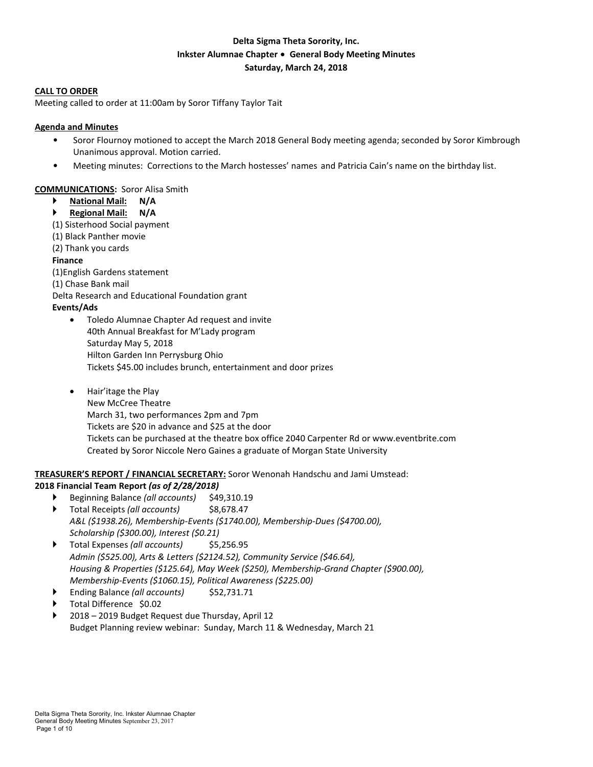**Delta Sigma Theta Sorority, Inc.**
**Inkster Alumnae Chapter • General Body Meeting Minutes**
**Saturday, March 24, 2018**

**CALL TO ORDER**

Meeting called to order at 11:00am by Soror Tiffany Taylor Tait

**Agenda and Minutes**

- Soror Flournoy motioned to accept the March 2018 General Body meeting agenda; seconded by Soror Kimbrough Unanimous approval. Motion carried.
- Meeting minutes: Corrections to the March hostesses' names and Patricia Cain's name on the birthday list.

**COMMUNICATIONS:** Soror Alisa Smith

- **National Mail: N/A**
- **Regional Mail: N/A**

(1) Sisterhood Social payment
(1) Black Panther movie
(2) Thank you cards

**Finance**

(1)English Gardens statement
(1) Chase Bank mail
Delta Research and Educational Foundation grant

**Events/Ads**

- Toledo Alumnae Chapter Ad request and invite
  40th Annual Breakfast for M'Lady program
  Saturday May 5, 2018
  Hilton Garden Inn Perrysburg Ohio
  Tickets $45.00 includes brunch, entertainment and door prizes

- Hair'itage the Play
  New McCree Theatre
  March 31, two performances 2pm and 7pm
  Tickets are $20 in advance and $25 at the door
  Tickets can be purchased at the theatre box office 2040 Carpenter Rd or www.eventbrite.com
  Created by Soror Niccole Nero Gaines a graduate of Morgan State University

**TREASURER'S REPORT / FINANCIAL SECRETARY:** Soror Wenonah Handschu and Jami Umstead:

**2018 Financial Team Report *(as of 2/28/2018)***

- Beginning Balance *(all accounts)* $49,310.19
- Total Receipts *(all accounts)* $8,678.47
  *A&L ($1938.26), Membership-Events ($1740.00), Membership-Dues ($4700.00), Scholarship ($300.00), Interest ($0.21)*
- Total Expenses *(all accounts)* $5,256.95
  *Admin ($525.00), Arts & Letters ($2124.52), Community Service ($46.64), Housing & Properties ($125.64), May Week ($250), Membership-Grand Chapter ($900.00), Membership-Events ($1060.15), Political Awareness ($225.00)*
- Ending Balance *(all accounts)* $52,731.71
- Total Difference $0.02
- 2018 – 2019 Budget Request due Thursday, April 12
  Budget Planning review webinar: Sunday, March 11 & Wednesday, March 21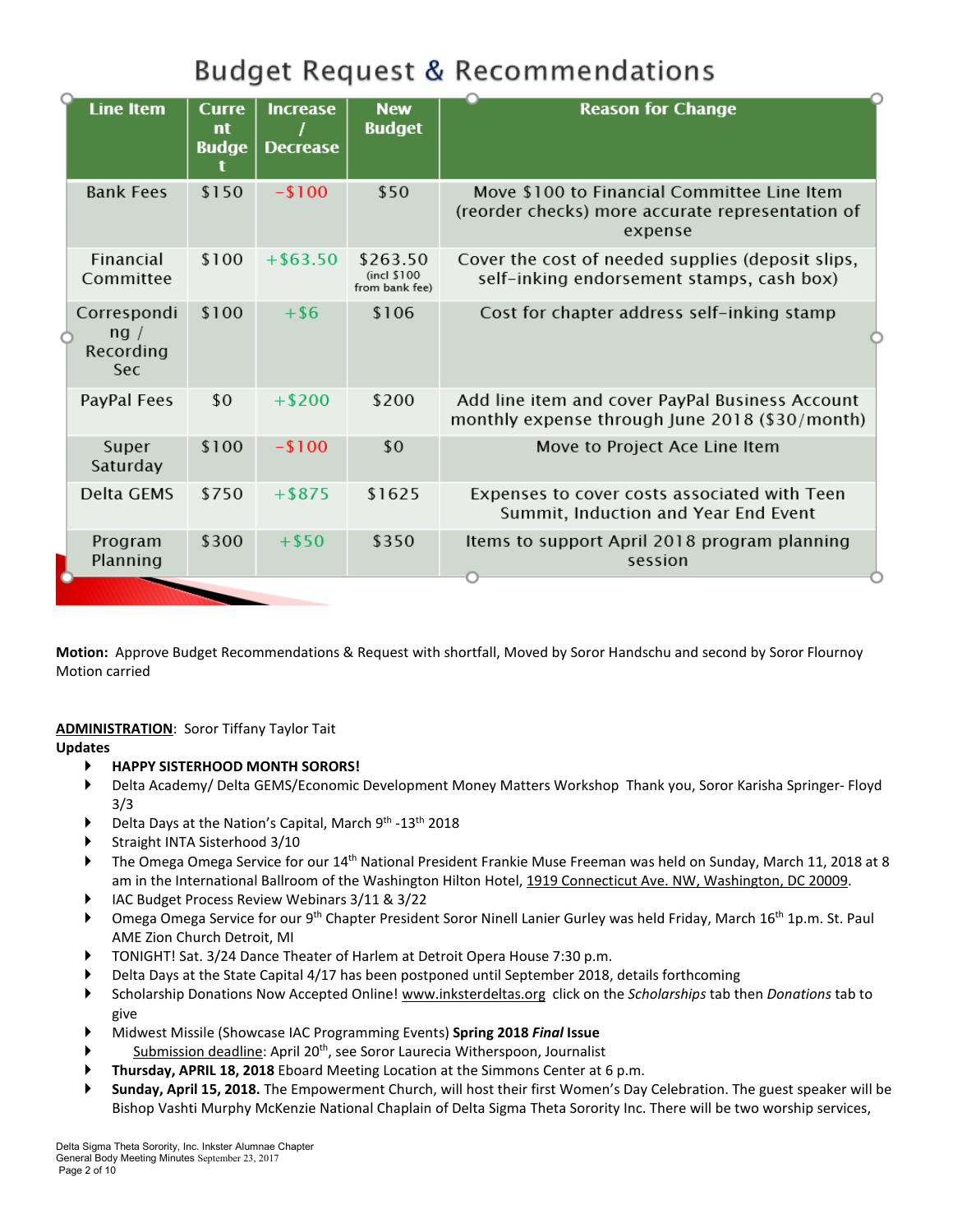## Budget Request & Recommendations

| Line Item | Current Budget | Increase / Decrease | New Budget | Reason for Change |
|---|---|---|---|---|
| Bank Fees | $150 | -$100 | $50 | Move $100 to Financial Committee Line Item (reorder checks) more accurate representation of expense |
| Financial Committee | $100 | +$63.50 | $263.50 (incl $100 from bank fee) | Cover the cost of needed supplies (deposit slips, self-inking endorsement stamps, cash box) |
| Corresponding / Recording Sec | $100 | +$6 | $106 | Cost for chapter address self-inking stamp |
| PayPal Fees | $0 | +$200 | $200 | Add line item and cover PayPal Business Account monthly expense through June 2018 ($30/month) |
| Super Saturday | $100 | -$100 | $0 | Move to Project Ace Line Item |
| Delta GEMS | $750 | +$875 | $1625 | Expenses to cover costs associated with Teen Summit, Induction and Year End Event |
| Program Planning | $300 | +$50 | $350 | Items to support April 2018 program planning session |

**Motion:** Approve Budget Recommendations & Request with shortfall, Moved by Soror Handschu and second by Soror Flournoy
Motion carried

**ADMINISTRATION**: Soror Tiffany Taylor Tait
**Updates**

- **HAPPY SISTERHOOD MONTH SORORS!**
- Delta Academy/ Delta GEMS/Economic Development Money Matters Workshop Thank you, Soror Karisha Springer- Floyd 3/3
- Delta Days at the Nation's Capital, March 9th -13th 2018
- Straight INTA Sisterhood 3/10
- The Omega Omega Service for our 14th National President Frankie Muse Freeman was held on Sunday, March 11, 2018 at 8 am in the International Ballroom of the Washington Hilton Hotel, 1919 Connecticut Ave. NW, Washington, DC 20009.
- IAC Budget Process Review Webinars 3/11 & 3/22
- Omega Omega Service for our 9th Chapter President Soror Ninell Lanier Gurley was held Friday, March 16th 1p.m. St. Paul AME Zion Church Detroit, MI
- TONIGHT! Sat. 3/24 Dance Theater of Harlem at Detroit Opera House 7:30 p.m.
- Delta Days at the State Capital 4/17 has been postponed until September 2018, details forthcoming
- Scholarship Donations Now Accepted Online! www.inksterdeltas.org click on the *Scholarships* tab then *Donations* tab to give
- Midwest Missile (Showcase IAC Programming Events) **Spring 2018 *Final* Issue**
- Submission deadline: April 20th, see Soror Laurecia Witherspoon, Journalist
- **Thursday, APRIL 18, 2018** Eboard Meeting Location at the Simmons Center at 6 p.m.
- **Sunday, April 15, 2018.** The Empowerment Church, will host their first Women's Day Celebration. The guest speaker will be Bishop Vashti Murphy McKenzie National Chaplain of Delta Sigma Theta Sorority Inc. There will be two worship services,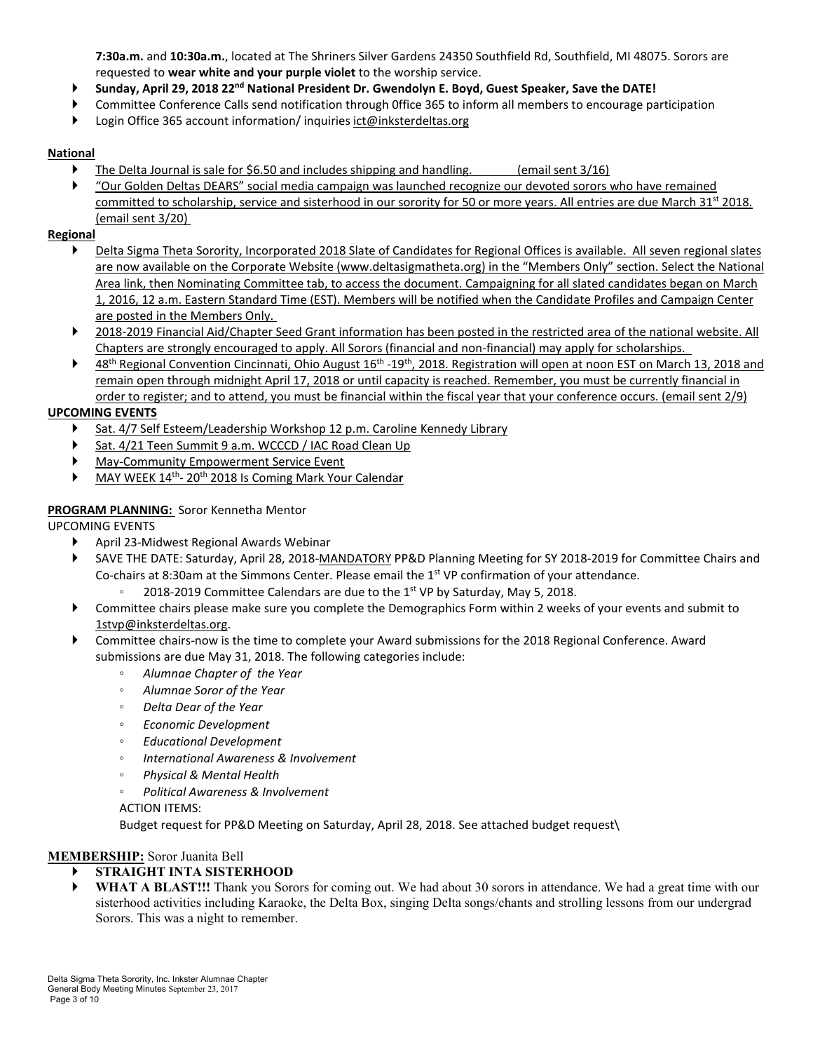**7:30a.m.** and **10:30a.m.**, located at The Shriners Silver Gardens 24350 Southfield Rd, Southfield, MI 48075. Sorors are requested to **wear white and your purple violet** to the worship service.

- **Sunday, April 29, 2018 22nd National President Dr. Gwendolyn E. Boyd, Guest Speaker, Save the DATE!**
- Committee Conference Calls send notification through 0ffice 365 to inform all members to encourage participation
- Login Office 365 account information/ inquiries ict@inksterdeltas.org

**National**

- The Delta Journal is sale for $6.50 and includes shipping and handling. (email sent 3/16)
- "Our Golden Deltas DEARS" social media campaign was launched recognize our devoted sorors who have remained committed to scholarship, service and sisterhood in our sorority for 50 or more years. All entries are due March 31st 2018. (email sent 3/20)

**Regional**

- Delta Sigma Theta Sorority, Incorporated 2018 Slate of Candidates for Regional Offices is available. All seven regional slates are now available on the Corporate Website (www.deltasigmatheta.org) in the "Members Only" section. Select the National Area link, then Nominating Committee tab, to access the document. Campaigning for all slated candidates began on March 1, 2016, 12 a.m. Eastern Standard Time (EST). Members will be notified when the Candidate Profiles and Campaign Center are posted in the Members Only.
- 2018-2019 Financial Aid/Chapter Seed Grant information has been posted in the restricted area of the national website. All Chapters are strongly encouraged to apply. All Sorors (financial and non-financial) may apply for scholarships.
- 48th Regional Convention Cincinnati, Ohio August 16th -19th, 2018. Registration will open at noon EST on March 13, 2018 and remain open through midnight April 17, 2018 or until capacity is reached. Remember, you must be currently financial in order to register; and to attend, you must be financial within the fiscal year that your conference occurs. (email sent 2/9)

**UPCOMING EVENTS**

- Sat. 4/7 Self Esteem/Leadership Workshop 12 p.m. Caroline Kennedy Library
- Sat. 4/21 Teen Summit 9 a.m. WCCCD / IAC Road Clean Up
- May-Community Empowerment Service Event
- MAY WEEK 14th- 20th 2018 Is Coming Mark Your Calendar

**PROGRAM PLANNING:** Soror Kennetha Mentor

UPCOMING EVENTS

- April 23-Midwest Regional Awards Webinar
- SAVE THE DATE: Saturday, April 28, 2018-MANDATORY PP&D Planning Meeting for SY 2018-2019 for Committee Chairs and Co-chairs at 8:30am at the Simmons Center. Please email the 1st VP confirmation of your attendance.
  - 2018-2019 Committee Calendars are due to the 1st VP by Saturday, May 5, 2018.
- Committee chairs please make sure you complete the Demographics Form within 2 weeks of your events and submit to 1stvp@inksterdeltas.org.
- Committee chairs-now is the time to complete your Award submissions for the 2018 Regional Conference. Award submissions are due May 31, 2018. The following categories include:
  - *Alumnae Chapter of the Year*
  - *Alumnae Soror of the Year*
  - *Delta Dear of the Year*
  - *Economic Development*
  - *Educational Development*
  - *International Awareness & Involvement*
  - *Physical & Mental Health*
  - *Political Awareness & Involvement*

  ACTION ITEMS:

  Budget request for PP&D Meeting on Saturday, April 28, 2018. See attached budget request\

**MEMBERSHIP:** Soror Juanita Bell

- **STRAIGHT INTA SISTERHOOD**
- **WHAT A BLAST!!!** Thank you Sorors for coming out. We had about 30 sorors in attendance. We had a great time with our sisterhood activities including Karaoke, the Delta Box, singing Delta songs/chants and strolling lessons from our undergrad Sorors. This was a night to remember.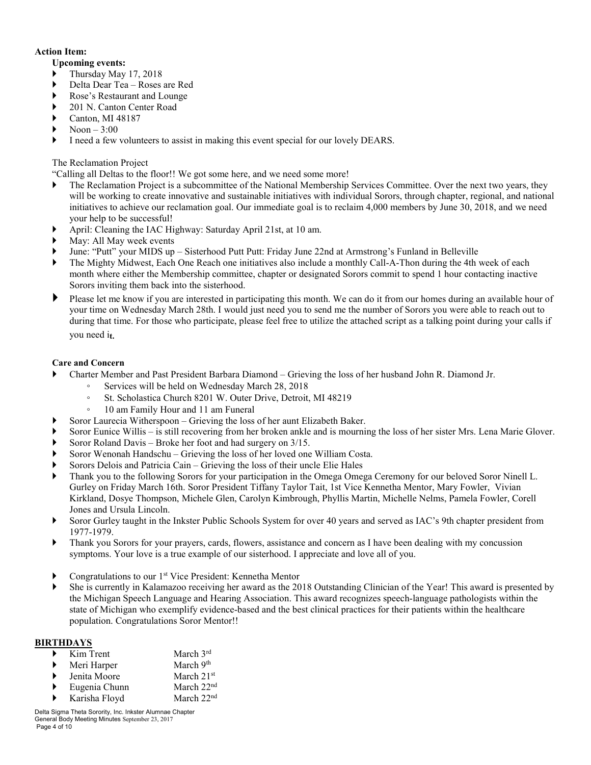**Action Item:**

**Upcoming events:**

- Thursday May 17, 2018
- Delta Dear Tea – Roses are Red
- Rose's Restaurant and Lounge
- 201 N. Canton Center Road
- Canton, MI 48187
- Noon – 3:00
- I need a few volunteers to assist in making this event special for our lovely DEARS.

The Reclamation Project

"Calling all Deltas to the floor!! We got some here, and we need some more!

- The Reclamation Project is a subcommittee of the National Membership Services Committee. Over the next two years, they will be working to create innovative and sustainable initiatives with individual Sorors, through chapter, regional, and national initiatives to achieve our reclamation goal. Our immediate goal is to reclaim 4,000 members by June 30, 2018, and we need your help to be successful!
- April: Cleaning the IAC Highway: Saturday April 21st, at 10 am.
- May: All May week events
- June: "Putt" your MIDS up – Sisterhood Putt Putt: Friday June 22nd at Armstrong's Funland in Belleville
- The Mighty Midwest, Each One Reach one initiatives also include a monthly Call-A-Thon during the 4th week of each month where either the Membership committee, chapter or designated Sorors commit to spend 1 hour contacting inactive Sorors inviting them back into the sisterhood.
- Please let me know if you are interested in participating this month. We can do it from our homes during an available hour of your time on Wednesday March 28th. I would just need you to send me the number of Sorors you were able to reach out to during that time. For those who participate, please feel free to utilize the attached script as a talking point during your calls if you need it.

**Care and Concern**

- Charter Member and Past President Barbara Diamond – Grieving the loss of her husband John R. Diamond Jr.
  - Services will be held on Wednesday March 28, 2018
  - St. Scholastica Church 8201 W. Outer Drive, Detroit, MI 48219
  - 10 am Family Hour and 11 am Funeral
- Soror Laurecia Witherspoon – Grieving the loss of her aunt Elizabeth Baker.
- Soror Eunice Willis – is still recovering from her broken ankle and is mourning the loss of her sister Mrs. Lena Marie Glover.
- Soror Roland Davis – Broke her foot and had surgery on 3/15.
- Soror Wenonah Handschu – Grieving the loss of her loved one William Costa.
- Sorors Delois and Patricia Cain – Grieving the loss of their uncle Elie Hales
- Thank you to the following Sorors for your participation in the Omega Omega Ceremony for our beloved Soror Ninell L. Gurley on Friday March 16th. Soror President Tiffany Taylor Tait, 1st Vice Kennetha Mentor, Mary Fowler, Vivian Kirkland, Dosye Thompson, Michele Glen, Carolyn Kimbrough, Phyllis Martin, Michelle Nelms, Pamela Fowler, Corell Jones and Ursula Lincoln.
- Soror Gurley taught in the Inkster Public Schools System for over 40 years and served as IAC's 9th chapter president from 1977-1979.
- Thank you Sorors for your prayers, cards, flowers, assistance and concern as I have been dealing with my concussion symptoms. Your love is a true example of our sisterhood. I appreciate and love all of you.

- Congratulations to our 1st Vice President: Kennetha Mentor
- She is currently in Kalamazoo receiving her award as the 2018 Outstanding Clinician of the Year! This award is presented by the Michigan Speech Language and Hearing Association. This award recognizes speech-language pathologists within the state of Michigan who exemplify evidence-based and the best clinical practices for their patients within the healthcare population. Congratulations Soror Mentor!!

**BIRTHDAYS**

- Kim Trent — March 3rd
- Meri Harper — March 9th
- Jenita Moore — March 21st
- Eugenia Chunn — March 22nd
- Karisha Floyd — March 22nd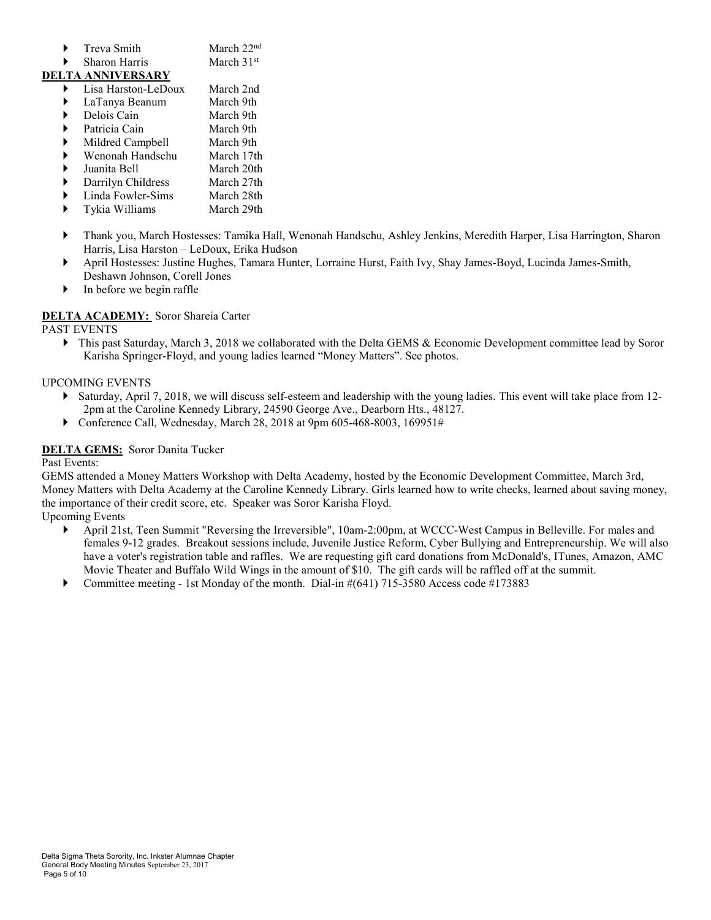- Treva Smith	March 22nd
- Sharon Harris	March 31st

**DELTA ANNIVERSARY**

- Lisa Harston-LeDoux	March 2nd
- LaTanya Beanum	March 9th
- Delois Cain	March 9th
- Patricia Cain	March 9th
- Mildred Campbell	March 9th
- Wenonah Handschu	March 17th
- Juanita Bell	March 20th
- Darrilyn Childress	March 27th
- Linda Fowler-Sims	March 28th
- Tykia Williams	March 29th

- Thank you, March Hostesses: Tamika Hall, Wenonah Handschu, Ashley Jenkins, Meredith Harper, Lisa Harrington, Sharon Harris, Lisa Harston – LeDoux, Erika Hudson
- April Hostesses: Justine Hughes, Tamara Hunter, Lorraine Hurst, Faith Ivy, Shay James-Boyd, Lucinda James-Smith, Deshawn Johnson, Corell Jones
- In before we begin raffle

**DELTA ACADEMY:** Soror Shareia Carter

PAST EVENTS

- This past Saturday, March 3, 2018 we collaborated with the Delta GEMS & Economic Development committee lead by Soror Karisha Springer-Floyd, and young ladies learned "Money Matters". See photos.

UPCOMING EVENTS

- Saturday, April 7, 2018, we will discuss self-esteem and leadership with the young ladies. This event will take place from 12-2pm at the Caroline Kennedy Library, 24590 George Ave., Dearborn Hts., 48127.
- Conference Call, Wednesday, March 28, 2018 at 9pm 605-468-8003, 169951#

**DELTA GEMS:** Soror Danita Tucker

Past Events:

GEMS attended a Money Matters Workshop with Delta Academy, hosted by the Economic Development Committee, March 3rd, Money Matters with Delta Academy at the Caroline Kennedy Library. Girls learned how to write checks, learned about saving money, the importance of their credit score, etc. Speaker was Soror Karisha Floyd.

Upcoming Events

- April 21st, Teen Summit "Reversing the Irreversible", 10am-2:00pm, at WCCC-West Campus in Belleville. For males and females 9-12 grades. Breakout sessions include, Juvenile Justice Reform, Cyber Bullying and Entrepreneurship. We will also have a voter's registration table and raffles. We are requesting gift card donations from McDonald's, ITunes, Amazon, AMC Movie Theater and Buffalo Wild Wings in the amount of $10. The gift cards will be raffled off at the summit.
- Committee meeting - 1st Monday of the month. Dial-in #(641) 715-3580 Access code #173883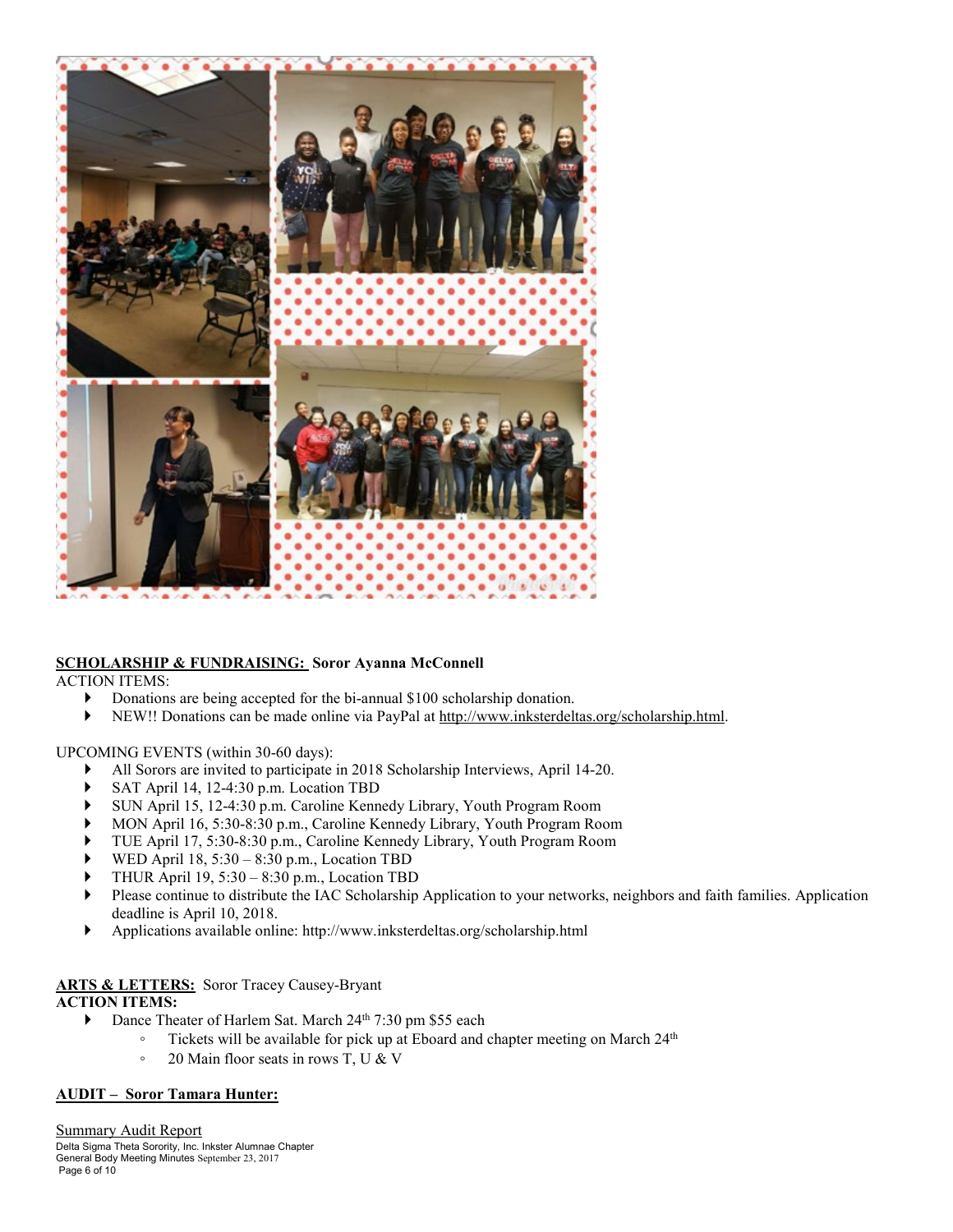**SCHOLARSHIP & FUNDRAISING: Soror Ayanna McConnell**

ACTION ITEMS:

- Donations are being accepted for the bi-annual $100 scholarship donation.
- NEW!! Donations can be made online via PayPal at http://www.inksterdeltas.org/scholarship.html.

UPCOMING EVENTS (within 30-60 days):

- All Sorors are invited to participate in 2018 Scholarship Interviews, April 14-20.
- SAT April 14, 12-4:30 p.m. Location TBD
- SUN April 15, 12-4:30 p.m. Caroline Kennedy Library, Youth Program Room
- MON April 16, 5:30-8:30 p.m., Caroline Kennedy Library, Youth Program Room
- TUE April 17, 5:30-8:30 p.m., Caroline Kennedy Library, Youth Program Room
- WED April 18, 5:30 – 8:30 p.m., Location TBD
- THUR April 19, 5:30 – 8:30 p.m., Location TBD
- Please continue to distribute the IAC Scholarship Application to your networks, neighbors and faith families. Application deadline is April 10, 2018.
- Applications available online: http://www.inksterdeltas.org/scholarship.html

**ARTS & LETTERS:** Soror Tracey Causey-Bryant

**ACTION ITEMS:**

- Dance Theater of Harlem Sat. March 24th 7:30 pm $55 each
  - Tickets will be available for pick up at Eboard and chapter meeting on March 24th
  - 20 Main floor seats in rows T, U & V

**AUDIT – Soror Tamara Hunter:**

Summary Audit Report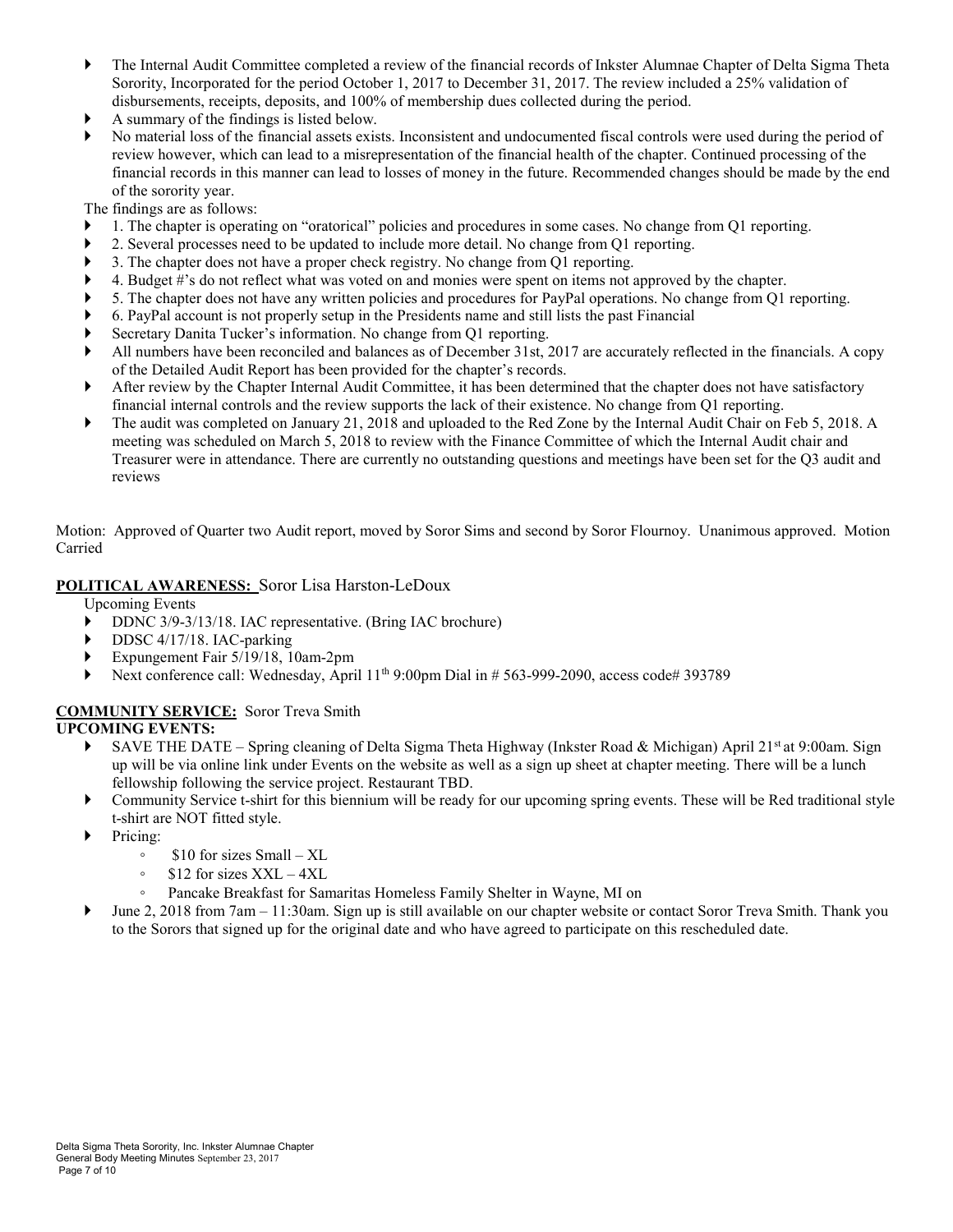- The Internal Audit Committee completed a review of the financial records of Inkster Alumnae Chapter of Delta Sigma Theta Sorority, Incorporated for the period October 1, 2017 to December 31, 2017. The review included a 25% validation of disbursements, receipts, deposits, and 100% of membership dues collected during the period.
- A summary of the findings is listed below.
- No material loss of the financial assets exists. Inconsistent and undocumented fiscal controls were used during the period of review however, which can lead to a misrepresentation of the financial health of the chapter. Continued processing of the financial records in this manner can lead to losses of money in the future. Recommended changes should be made by the end of the sorority year.

The findings are as follows:

- 1. The chapter is operating on "oratorical" policies and procedures in some cases. No change from Q1 reporting.
- 2. Several processes need to be updated to include more detail. No change from Q1 reporting.
- 3. The chapter does not have a proper check registry. No change from Q1 reporting.
- 4. Budget #'s do not reflect what was voted on and monies were spent on items not approved by the chapter.
- 5. The chapter does not have any written policies and procedures for PayPal operations. No change from Q1 reporting.
- 6. PayPal account is not properly setup in the Presidents name and still lists the past Financial
- Secretary Danita Tucker's information. No change from Q1 reporting.
- All numbers have been reconciled and balances as of December 31st, 2017 are accurately reflected in the financials. A copy of the Detailed Audit Report has been provided for the chapter's records.
- After review by the Chapter Internal Audit Committee, it has been determined that the chapter does not have satisfactory financial internal controls and the review supports the lack of their existence. No change from Q1 reporting.
- The audit was completed on January 21, 2018 and uploaded to the Red Zone by the Internal Audit Chair on Feb 5, 2018. A meeting was scheduled on March 5, 2018 to review with the Finance Committee of which the Internal Audit chair and Treasurer were in attendance. There are currently no outstanding questions and meetings have been set for the Q3 audit and reviews

Motion: Approved of Quarter two Audit report, moved by Soror Sims and second by Soror Flournoy. Unanimous approved. Motion Carried

**POLITICAL AWARENESS:** Soror Lisa Harston-LeDoux

Upcoming Events

- DDNC 3/9-3/13/18. IAC representative. (Bring IAC brochure)
- DDSC 4/17/18. IAC-parking
- Expungement Fair 5/19/18, 10am-2pm
- Next conference call: Wednesday, April 11th 9:00pm Dial in # 563-999-2090, access code# 393789

**COMMUNITY SERVICE:** Soror Treva Smith

**UPCOMING EVENTS:**

- SAVE THE DATE – Spring cleaning of Delta Sigma Theta Highway (Inkster Road & Michigan) April 21st at 9:00am. Sign up will be via online link under Events on the website as well as a sign up sheet at chapter meeting. There will be a lunch fellowship following the service project. Restaurant TBD.
- Community Service t-shirt for this biennium will be ready for our upcoming spring events. These will be Red traditional style t-shirt are NOT fitted style.
- Pricing:
  - $10 for sizes Small – XL
  - $12 for sizes XXL – 4XL
  - Pancake Breakfast for Samaritas Homeless Family Shelter in Wayne, MI on
- June 2, 2018 from 7am – 11:30am. Sign up is still available on our chapter website or contact Soror Treva Smith. Thank you to the Sorors that signed up for the original date and who have agreed to participate on this rescheduled date.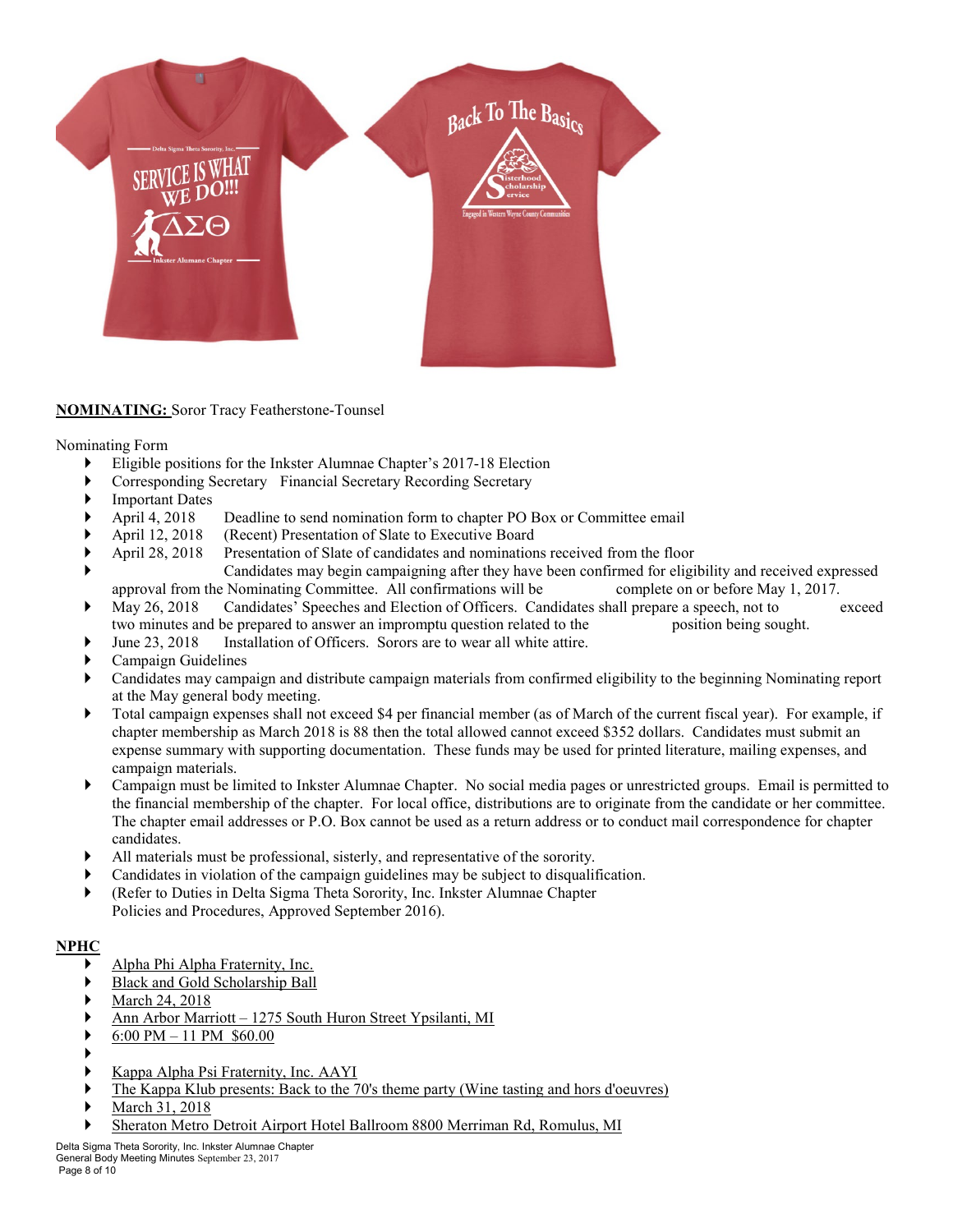**NOMINATING:** Soror Tracy Featherstone-Tounsel

Nominating Form

- Eligible positions for the Inkster Alumnae Chapter's 2017-18 Election
- Corresponding Secretary   Financial Secretary Recording Secretary
- Important Dates
- April 4, 2018   Deadline to send nomination form to chapter PO Box or Committee email
- April 12, 2018   (Recent) Presentation of Slate to Executive Board
- April 28, 2018   Presentation of Slate of candidates and nominations received from the floor
- Candidates may begin campaigning after they have been confirmed for eligibility and received expressed approval from the Nominating Committee. All confirmations will be complete on or before May 1, 2017.
- May 26, 2018   Candidates' Speeches and Election of Officers. Candidates shall prepare a speech, not to exceed two minutes and be prepared to answer an impromptu question related to the position being sought.
- June 23, 2018   Installation of Officers. Sorors are to wear all white attire.
- Campaign Guidelines
- Candidates may campaign and distribute campaign materials from confirmed eligibility to the beginning Nominating report at the May general body meeting.
- Total campaign expenses shall not exceed $4 per financial member (as of March of the current fiscal year). For example, if chapter membership as March 2018 is 88 then the total allowed cannot exceed $352 dollars. Candidates must submit an expense summary with supporting documentation. These funds may be used for printed literature, mailing expenses, and campaign materials.
- Campaign must be limited to Inkster Alumnae Chapter. No social media pages or unrestricted groups. Email is permitted to the financial membership of the chapter. For local office, distributions are to originate from the candidate or her committee. The chapter email addresses or P.O. Box cannot be used as a return address or to conduct mail correspondence for chapter candidates.
- All materials must be professional, sisterly, and representative of the sorority.
- Candidates in violation of the campaign guidelines may be subject to disqualification.
- (Refer to Duties in Delta Sigma Theta Sorority, Inc. Inkster Alumnae Chapter Policies and Procedures, Approved September 2016).

**NPHC**

- Alpha Phi Alpha Fraternity, Inc.
- Black and Gold Scholarship Ball
- March 24, 2018
- Ann Arbor Marriott – 1275 South Huron Street Ypsilanti, MI
- 6:00 PM – 11 PM  $60.00
- 
- Kappa Alpha Psi Fraternity, Inc. AAYI
- The Kappa Klub presents: Back to the 70's theme party (Wine tasting and hors d'oeuvres)
- March 31, 2018
- Sheraton Metro Detroit Airport Hotel Ballroom 8800 Merriman Rd, Romulus, MI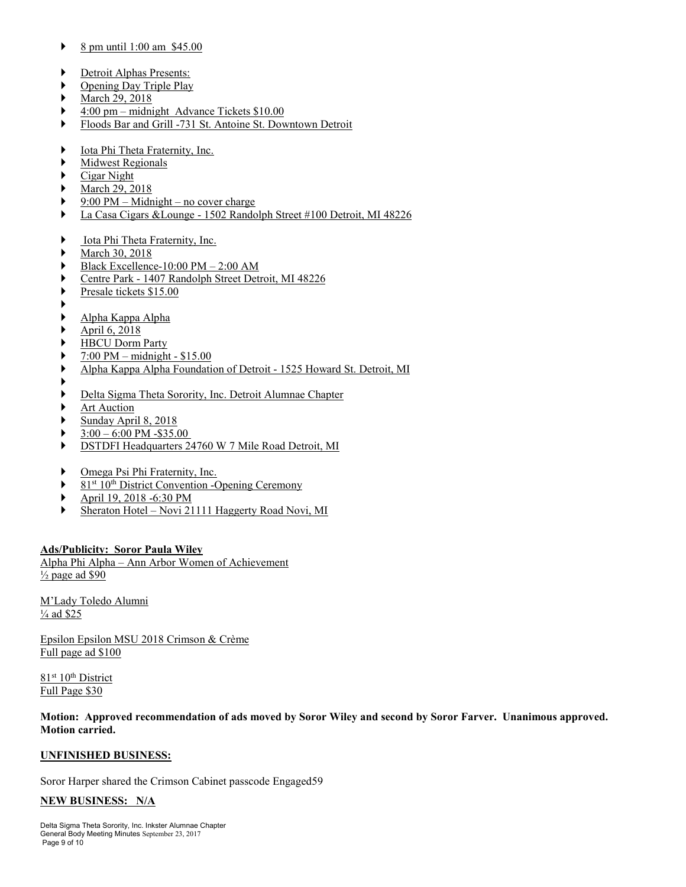- 8 pm until 1:00 am $45.00

- Detroit Alphas Presents:
- Opening Day Triple Play
- March 29, 2018
- 4:00 pm – midnight Advance Tickets $10.00
- Floods Bar and Grill -731 St. Antoine St. Downtown Detroit

- Iota Phi Theta Fraternity, Inc.
- Midwest Regionals
- Cigar Night
- March 29, 2018
- 9:00 PM – Midnight – no cover charge
- La Casa Cigars &Lounge - 1502 Randolph Street #100 Detroit, MI 48226

- Iota Phi Theta Fraternity, Inc.
- March 30, 2018
- Black Excellence-10:00 PM – 2:00 AM
- Centre Park - 1407 Randolph Street Detroit, MI 48226
- Presale tickets $15.00
- 
- Alpha Kappa Alpha
- April 6, 2018
- HBCU Dorm Party
- 7:00 PM – midnight - $15.00
- Alpha Kappa Alpha Foundation of Detroit - 1525 Howard St. Detroit, MI
- 
- Delta Sigma Theta Sorority, Inc. Detroit Alumnae Chapter
- Art Auction
- Sunday April 8, 2018
- 3:00 – 6:00 PM -$35.00
- DSTDFI Headquarters 24760 W 7 Mile Road Detroit, MI

- Omega Psi Phi Fraternity, Inc.
- 81st 10th District Convention -Opening Ceremony
- April 19, 2018 -6:30 PM
- Sheraton Hotel – Novi 21111 Haggerty Road Novi, MI

**Ads/Publicity: Soror Paula Wiley**

Alpha Phi Alpha – Ann Arbor Women of Achievement
½ page ad $90

M'Lady Toledo Alumni
¼ ad $25

Epsilon Epsilon MSU 2018 Crimson & Crème
Full page ad $100

81st 10th District
Full Page $30

**Motion: Approved recommendation of ads moved by Soror Wiley and second by Soror Farver. Unanimous approved. Motion carried.**

**UNFINISHED BUSINESS:**

Soror Harper shared the Crimson Cabinet passcode Engaged59

**NEW BUSINESS: N/A**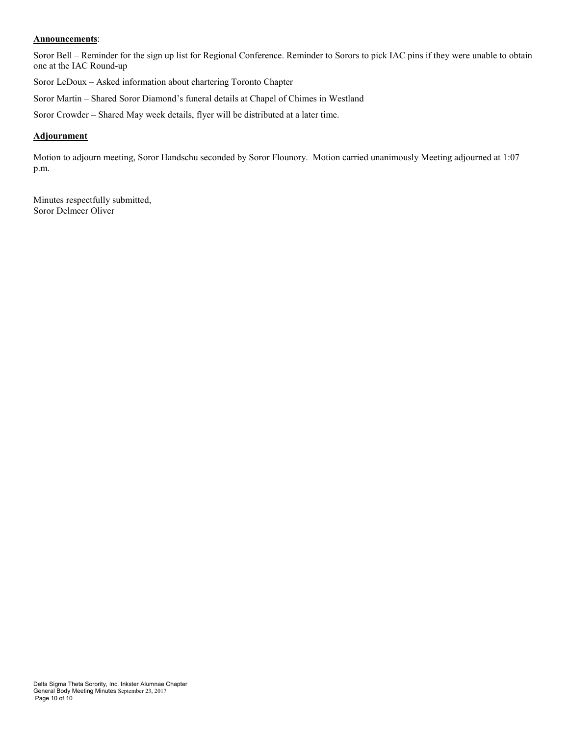**Announcements**:

Soror Bell – Reminder for the sign up list for Regional Conference. Reminder to Sorors to pick IAC pins if they were unable to obtain one at the IAC Round-up

Soror LeDoux – Asked information about chartering Toronto Chapter

Soror Martin – Shared Soror Diamond's funeral details at Chapel of Chimes in Westland

Soror Crowder – Shared May week details, flyer will be distributed at a later time.

**Adjournment**

Motion to adjourn meeting, Soror Handschu seconded by Soror Flounory. Motion carried unanimously Meeting adjourned at 1:07 p.m.

Minutes respectfully submitted,
Soror Delmeer Oliver